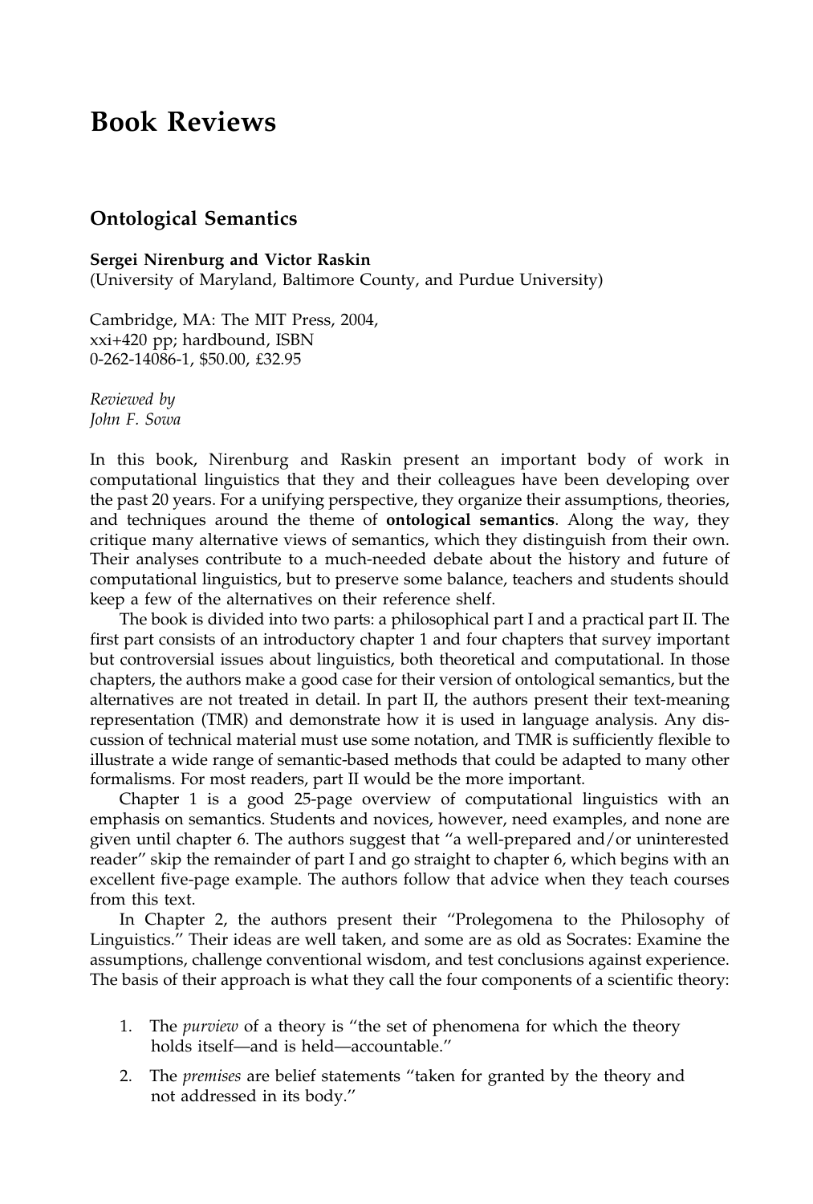# Book Reviews

## Ontological Semantics

**Sergei Nirenburg and Victor Raskin**
(University of Maryland, Baltimore County, and Purdue University)

Cambridge, MA: The MIT Press, 2004,
xxi+420 pp; hardbound, ISBN
0-262-14086-1, $50.00, £32.95

*Reviewed by*
*John F. Sowa*

In this book, Nirenburg and Raskin present an important body of work in computational linguistics that they and their colleagues have been developing over the past 20 years. For a unifying perspective, they organize their assumptions, theories, and techniques around the theme of **ontological semantics**. Along the way, they critique many alternative views of semantics, which they distinguish from their own. Their analyses contribute to a much-needed debate about the history and future of computational linguistics, but to preserve some balance, teachers and students should keep a few of the alternatives on their reference shelf.

The book is divided into two parts: a philosophical part I and a practical part II. The first part consists of an introductory chapter 1 and four chapters that survey important but controversial issues about linguistics, both theoretical and computational. In those chapters, the authors make a good case for their version of ontological semantics, but the alternatives are not treated in detail. In part II, the authors present their text-meaning representation (TMR) and demonstrate how it is used in language analysis. Any discussion of technical material must use some notation, and TMR is sufficiently flexible to illustrate a wide range of semantic-based methods that could be adapted to many other formalisms. For most readers, part II would be the more important.

Chapter 1 is a good 25-page overview of computational linguistics with an emphasis on semantics. Students and novices, however, need examples, and none are given until chapter 6. The authors suggest that "a well-prepared and/or uninterested reader" skip the remainder of part I and go straight to chapter 6, which begins with an excellent five-page example. The authors follow that advice when they teach courses from this text.

In Chapter 2, the authors present their "Prolegomena to the Philosophy of Linguistics." Their ideas are well taken, and some are as old as Socrates: Examine the assumptions, challenge conventional wisdom, and test conclusions against experience. The basis of their approach is what they call the four components of a scientific theory:

1. The *purview* of a theory is "the set of phenomena for which the theory holds itself—and is held—accountable."
2. The *premises* are belief statements "taken for granted by the theory and not addressed in its body."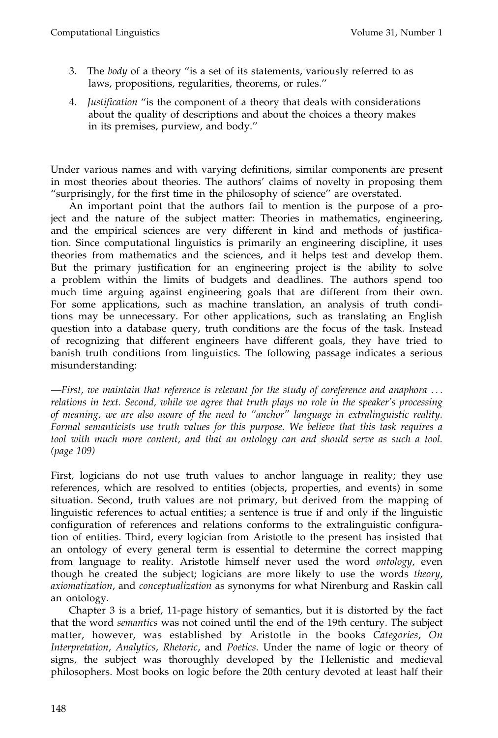3. The *body* of a theory "is a set of its statements, variously referred to as laws, propositions, regularities, theorems, or rules."
4. *Justification* "is the component of a theory that deals with considerations about the quality of descriptions and about the choices a theory makes in its premises, purview, and body."

Under various names and with varying definitions, similar components are present in most theories about theories. The authors' claims of novelty in proposing them "surprisingly, for the first time in the philosophy of science" are overstated.

An important point that the authors fail to mention is the purpose of a project and the nature of the subject matter: Theories in mathematics, engineering, and the empirical sciences are very different in kind and methods of justification. Since computational linguistics is primarily an engineering discipline, it uses theories from mathematics and the sciences, and it helps test and develop them. But the primary justification for an engineering project is the ability to solve a problem within the limits of budgets and deadlines. The authors spend too much time arguing against engineering goals that are different from their own. For some applications, such as machine translation, an analysis of truth conditions may be unnecessary. For other applications, such as translating an English question into a database query, truth conditions are the focus of the task. Instead of recognizing that different engineers have different goals, they have tried to banish truth conditions from linguistics. The following passage indicates a serious misunderstanding:

*—First, we maintain that reference is relevant for the study of coreference and anaphora ... relations in text. Second, while we agree that truth plays no role in the speaker's processing of meaning, we are also aware of the need to "anchor" language in extralinguistic reality. Formal semanticists use truth values for this purpose. We believe that this task requires a tool with much more content, and that an ontology can and should serve as such a tool. (page 109)*

First, logicians do not use truth values to anchor language in reality; they use references, which are resolved to entities (objects, properties, and events) in some situation. Second, truth values are not primary, but derived from the mapping of linguistic references to actual entities; a sentence is true if and only if the linguistic configuration of references and relations conforms to the extralinguistic configuration of entities. Third, every logician from Aristotle to the present has insisted that an ontology of every general term is essential to determine the correct mapping from language to reality. Aristotle himself never used the word *ontology*, even though he created the subject; logicians are more likely to use the words *theory*, *axiomatization*, and *conceptualization* as synonyms for what Nirenburg and Raskin call an ontology.

Chapter 3 is a brief, 11-page history of semantics, but it is distorted by the fact that the word *semantics* was not coined until the end of the 19th century. The subject matter, however, was established by Aristotle in the books *Categories*, *On Interpretation*, *Analytics*, *Rhetoric*, and *Poetics*. Under the name of logic or theory of signs, the subject was thoroughly developed by the Hellenistic and medieval philosophers. Most books on logic before the 20th century devoted at least half their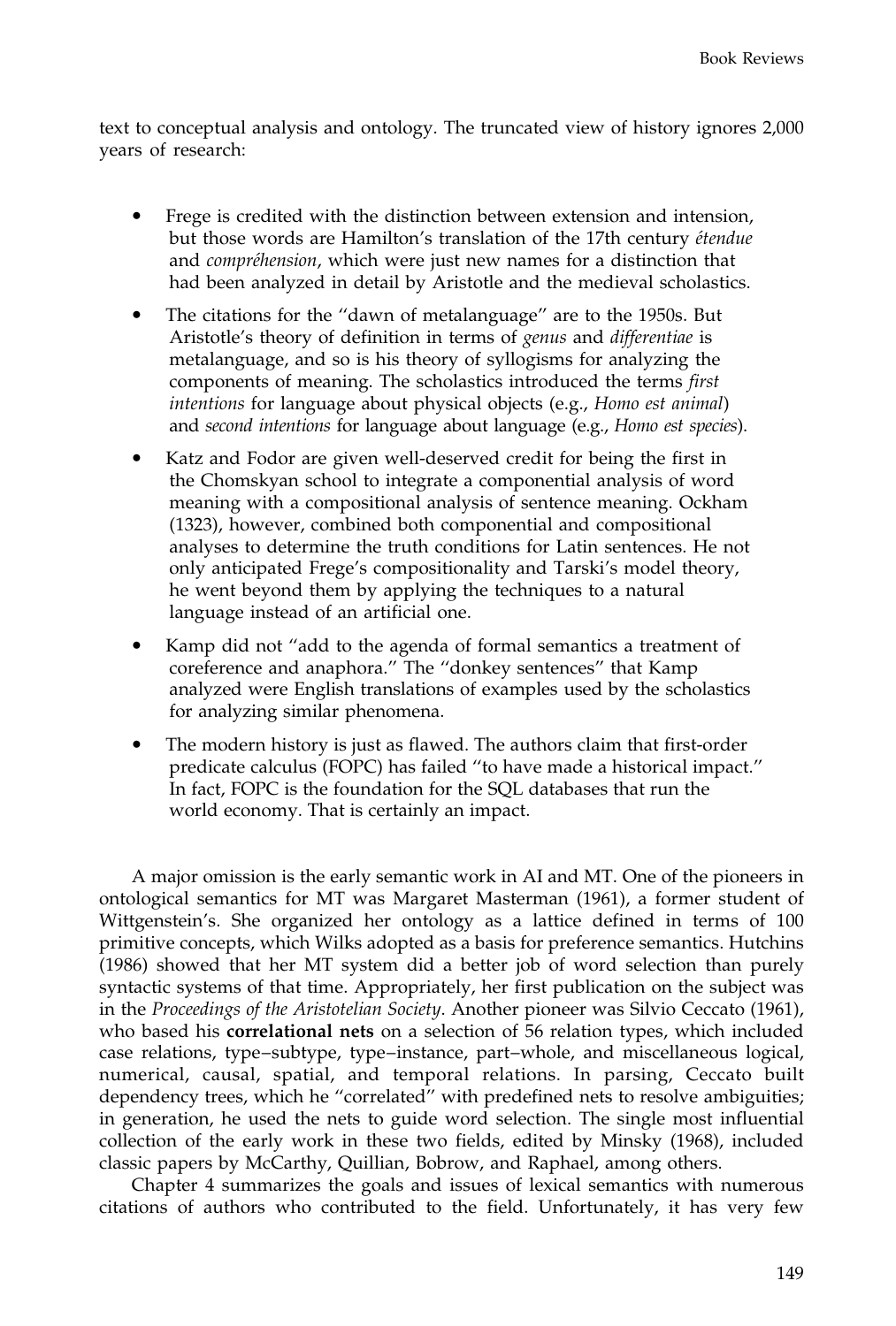text to conceptual analysis and ontology. The truncated view of history ignores 2,000 years of research:

- Frege is credited with the distinction between extension and intension, but those words are Hamilton's translation of the 17th century *étendue* and *compréhension*, which were just new names for a distinction that had been analyzed in detail by Aristotle and the medieval scholastics.
- The citations for the "dawn of metalanguage" are to the 1950s. But Aristotle's theory of definition in terms of *genus* and *differentiae* is metalanguage, and so is his theory of syllogisms for analyzing the components of meaning. The scholastics introduced the terms *first intentions* for language about physical objects (e.g., *Homo est animal*) and *second intentions* for language about language (e.g., *Homo est species*).
- Katz and Fodor are given well-deserved credit for being the first in the Chomskyan school to integrate a componential analysis of word meaning with a compositional analysis of sentence meaning. Ockham (1323), however, combined both componential and compositional analyses to determine the truth conditions for Latin sentences. He not only anticipated Frege's compositionality and Tarski's model theory, he went beyond them by applying the techniques to a natural language instead of an artificial one.
- Kamp did not "add to the agenda of formal semantics a treatment of coreference and anaphora." The "donkey sentences" that Kamp analyzed were English translations of examples used by the scholastics for analyzing similar phenomena.
- The modern history is just as flawed. The authors claim that first-order predicate calculus (FOPC) has failed "to have made a historical impact." In fact, FOPC is the foundation for the SQL databases that run the world economy. That is certainly an impact.

A major omission is the early semantic work in AI and MT. One of the pioneers in ontological semantics for MT was Margaret Masterman (1961), a former student of Wittgenstein's. She organized her ontology as a lattice defined in terms of 100 primitive concepts, which Wilks adopted as a basis for preference semantics. Hutchins (1986) showed that her MT system did a better job of word selection than purely syntactic systems of that time. Appropriately, her first publication on the subject was in the *Proceedings of the Aristotelian Society*. Another pioneer was Silvio Ceccato (1961), who based his **correlational nets** on a selection of 56 relation types, which included case relations, type–subtype, type–instance, part–whole, and miscellaneous logical, numerical, causal, spatial, and temporal relations. In parsing, Ceccato built dependency trees, which he "correlated" with predefined nets to resolve ambiguities; in generation, he used the nets to guide word selection. The single most influential collection of the early work in these two fields, edited by Minsky (1968), included classic papers by McCarthy, Quillian, Bobrow, and Raphael, among others.

Chapter 4 summarizes the goals and issues of lexical semantics with numerous citations of authors who contributed to the field. Unfortunately, it has very few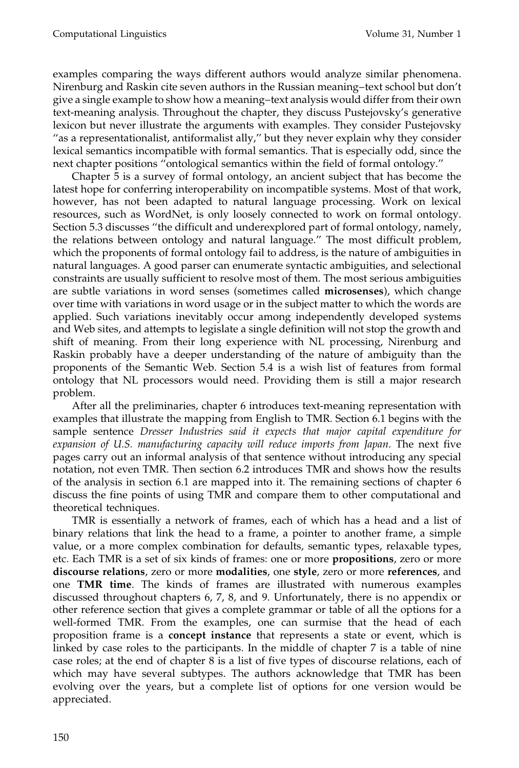examples comparing the ways different authors would analyze similar phenomena. Nirenburg and Raskin cite seven authors in the Russian meaning–text school but don't give a single example to show how a meaning–text analysis would differ from their own text-meaning analysis. Throughout the chapter, they discuss Pustejovsky's generative lexicon but never illustrate the arguments with examples. They consider Pustejovsky "as a representationalist, antiformalist ally," but they never explain why they consider lexical semantics incompatible with formal semantics. That is especially odd, since the next chapter positions "ontological semantics within the field of formal ontology."

Chapter 5 is a survey of formal ontology, an ancient subject that has become the latest hope for conferring interoperability on incompatible systems. Most of that work, however, has not been adapted to natural language processing. Work on lexical resources, such as WordNet, is only loosely connected to work on formal ontology. Section 5.3 discusses "the difficult and underexplored part of formal ontology, namely, the relations between ontology and natural language." The most difficult problem, which the proponents of formal ontology fail to address, is the nature of ambiguities in natural languages. A good parser can enumerate syntactic ambiguities, and selectional constraints are usually sufficient to resolve most of them. The most serious ambiguities are subtle variations in word senses (sometimes called **microsenses**), which change over time with variations in word usage or in the subject matter to which the words are applied. Such variations inevitably occur among independently developed systems and Web sites, and attempts to legislate a single definition will not stop the growth and shift of meaning. From their long experience with NL processing, Nirenburg and Raskin probably have a deeper understanding of the nature of ambiguity than the proponents of the Semantic Web. Section 5.4 is a wish list of features from formal ontology that NL processors would need. Providing them is still a major research problem.

After all the preliminaries, chapter 6 introduces text-meaning representation with examples that illustrate the mapping from English to TMR. Section 6.1 begins with the sample sentence *Dresser Industries said it expects that major capital expenditure for expansion of U.S. manufacturing capacity will reduce imports from Japan*. The next five pages carry out an informal analysis of that sentence without introducing any special notation, not even TMR. Then section 6.2 introduces TMR and shows how the results of the analysis in section 6.1 are mapped into it. The remaining sections of chapter 6 discuss the fine points of using TMR and compare them to other computational and theoretical techniques.

TMR is essentially a network of frames, each of which has a head and a list of binary relations that link the head to a frame, a pointer to another frame, a simple value, or a more complex combination for defaults, semantic types, relaxable types, etc. Each TMR is a set of six kinds of frames: one or more **propositions**, zero or more **discourse relations**, zero or more **modalities**, one **style**, zero or more **references**, and one **TMR time**. The kinds of frames are illustrated with numerous examples discussed throughout chapters 6, 7, 8, and 9. Unfortunately, there is no appendix or other reference section that gives a complete grammar or table of all the options for a well-formed TMR. From the examples, one can surmise that the head of each proposition frame is a **concept instance** that represents a state or event, which is linked by case roles to the participants. In the middle of chapter 7 is a table of nine case roles; at the end of chapter 8 is a list of five types of discourse relations, each of which may have several subtypes. The authors acknowledge that TMR has been evolving over the years, but a complete list of options for one version would be appreciated.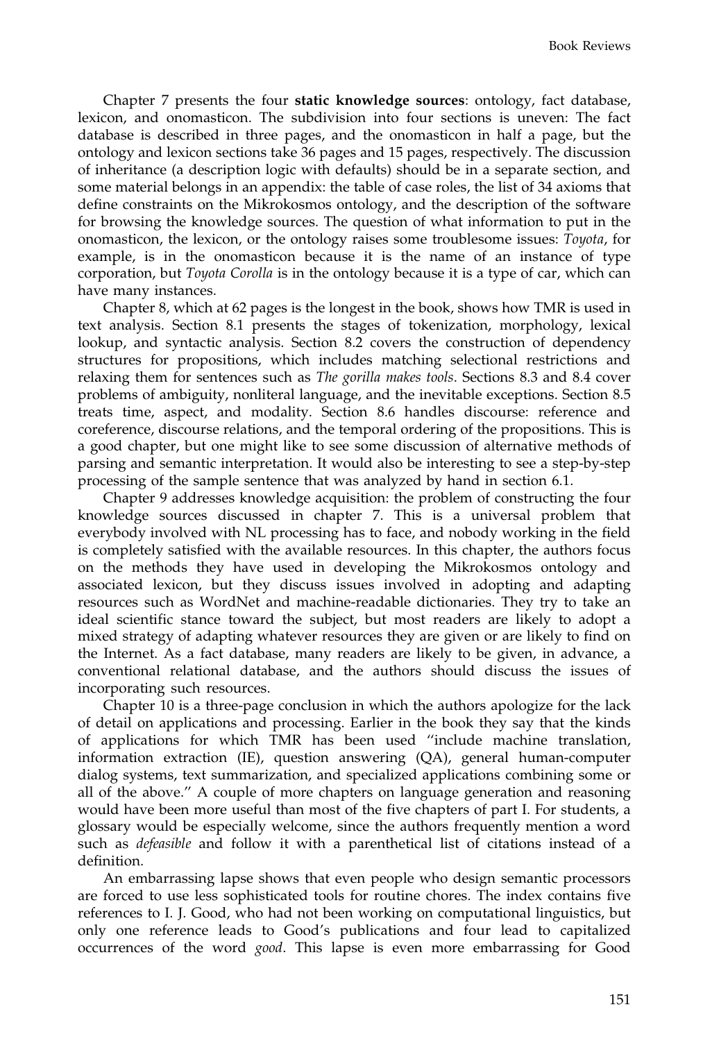Chapter 7 presents the four **static knowledge sources**: ontology, fact database, lexicon, and onomasticon. The subdivision into four sections is uneven: The fact database is described in three pages, and the onomasticon in half a page, but the ontology and lexicon sections take 36 pages and 15 pages, respectively. The discussion of inheritance (a description logic with defaults) should be in a separate section, and some material belongs in an appendix: the table of case roles, the list of 34 axioms that define constraints on the Mikrokosmos ontology, and the description of the software for browsing the knowledge sources. The question of what information to put in the onomasticon, the lexicon, or the ontology raises some troublesome issues: *Toyota*, for example, is in the onomasticon because it is the name of an instance of type corporation, but *Toyota Corolla* is in the ontology because it is a type of car, which can have many instances.

Chapter 8, which at 62 pages is the longest in the book, shows how TMR is used in text analysis. Section 8.1 presents the stages of tokenization, morphology, lexical lookup, and syntactic analysis. Section 8.2 covers the construction of dependency structures for propositions, which includes matching selectional restrictions and relaxing them for sentences such as *The gorilla makes tools*. Sections 8.3 and 8.4 cover problems of ambiguity, nonliteral language, and the inevitable exceptions. Section 8.5 treats time, aspect, and modality. Section 8.6 handles discourse: reference and coreference, discourse relations, and the temporal ordering of the propositions. This is a good chapter, but one might like to see some discussion of alternative methods of parsing and semantic interpretation. It would also be interesting to see a step-by-step processing of the sample sentence that was analyzed by hand in section 6.1.

Chapter 9 addresses knowledge acquisition: the problem of constructing the four knowledge sources discussed in chapter 7. This is a universal problem that everybody involved with NL processing has to face, and nobody working in the field is completely satisfied with the available resources. In this chapter, the authors focus on the methods they have used in developing the Mikrokosmos ontology and associated lexicon, but they discuss issues involved in adopting and adapting resources such as WordNet and machine-readable dictionaries. They try to take an ideal scientific stance toward the subject, but most readers are likely to adopt a mixed strategy of adapting whatever resources they are given or are likely to find on the Internet. As a fact database, many readers are likely to be given, in advance, a conventional relational database, and the authors should discuss the issues of incorporating such resources.

Chapter 10 is a three-page conclusion in which the authors apologize for the lack of detail on applications and processing. Earlier in the book they say that the kinds of applications for which TMR has been used "include machine translation, information extraction (IE), question answering (QA), general human-computer dialog systems, text summarization, and specialized applications combining some or all of the above." A couple of more chapters on language generation and reasoning would have been more useful than most of the five chapters of part I. For students, a glossary would be especially welcome, since the authors frequently mention a word such as *defeasible* and follow it with a parenthetical list of citations instead of a definition.

An embarrassing lapse shows that even people who design semantic processors are forced to use less sophisticated tools for routine chores. The index contains five references to I. J. Good, who had not been working on computational linguistics, but only one reference leads to Good's publications and four lead to capitalized occurrences of the word *good*. This lapse is even more embarrassing for Good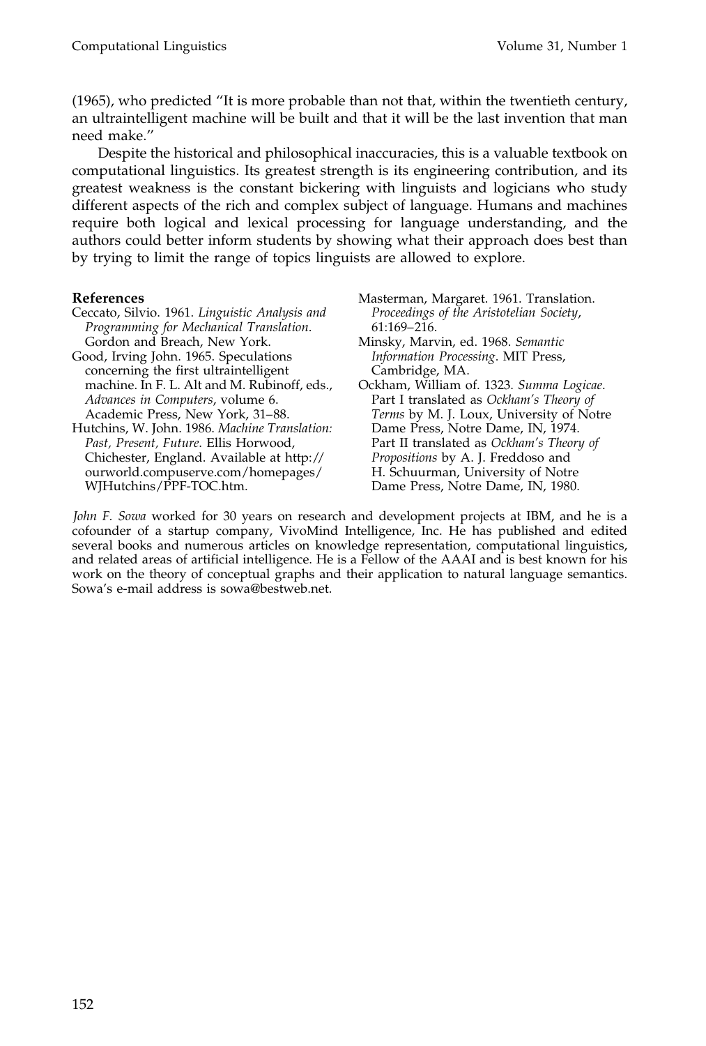(1965), who predicted "It is more probable than not that, within the twentieth century, an ultraintelligent machine will be built and that it will be the last invention that man need make."

Despite the historical and philosophical inaccuracies, this is a valuable textbook on computational linguistics. Its greatest strength is its engineering contribution, and its greatest weakness is the constant bickering with linguists and logicians who study different aspects of the rich and complex subject of language. Humans and machines require both logical and lexical processing for language understanding, and the authors could better inform students by showing what their approach does best than by trying to limit the range of topics linguists are allowed to explore.

**References**

Ceccato, Silvio. 1961. *Linguistic Analysis and Programming for Mechanical Translation*. Gordon and Breach, New York.

Good, Irving John. 1965. Speculations concerning the first ultraintelligent machine. In F. L. Alt and M. Rubinoff, eds., *Advances in Computers*, volume 6. Academic Press, New York, 31–88.

Hutchins, W. John. 1986. *Machine Translation: Past, Present, Future*. Ellis Horwood, Chichester, England. Available at http://ourworld.compuserve.com/homepages/WJHutchins/PPF-TOC.htm.

Masterman, Margaret. 1961. Translation. *Proceedings of the Aristotelian Society*, 61:169–216.

Minsky, Marvin, ed. 1968. *Semantic Information Processing*. MIT Press, Cambridge, MA.

Ockham, William of. 1323. *Summa Logicae*. Part I translated as *Ockham's Theory of Terms* by M. J. Loux, University of Notre Dame Press, Notre Dame, IN, 1974. Part II translated as *Ockham's Theory of Propositions* by A. J. Freddoso and H. Schuurman, University of Notre Dame Press, Notre Dame, IN, 1980.

*John F. Sowa* worked for 30 years on research and development projects at IBM, and he is a cofounder of a startup company, VivoMind Intelligence, Inc. He has published and edited several books and numerous articles on knowledge representation, computational linguistics, and related areas of artificial intelligence. He is a Fellow of the AAAI and is best known for his work on the theory of conceptual graphs and their application to natural language semantics. Sowa's e-mail address is sowa@bestweb.net.